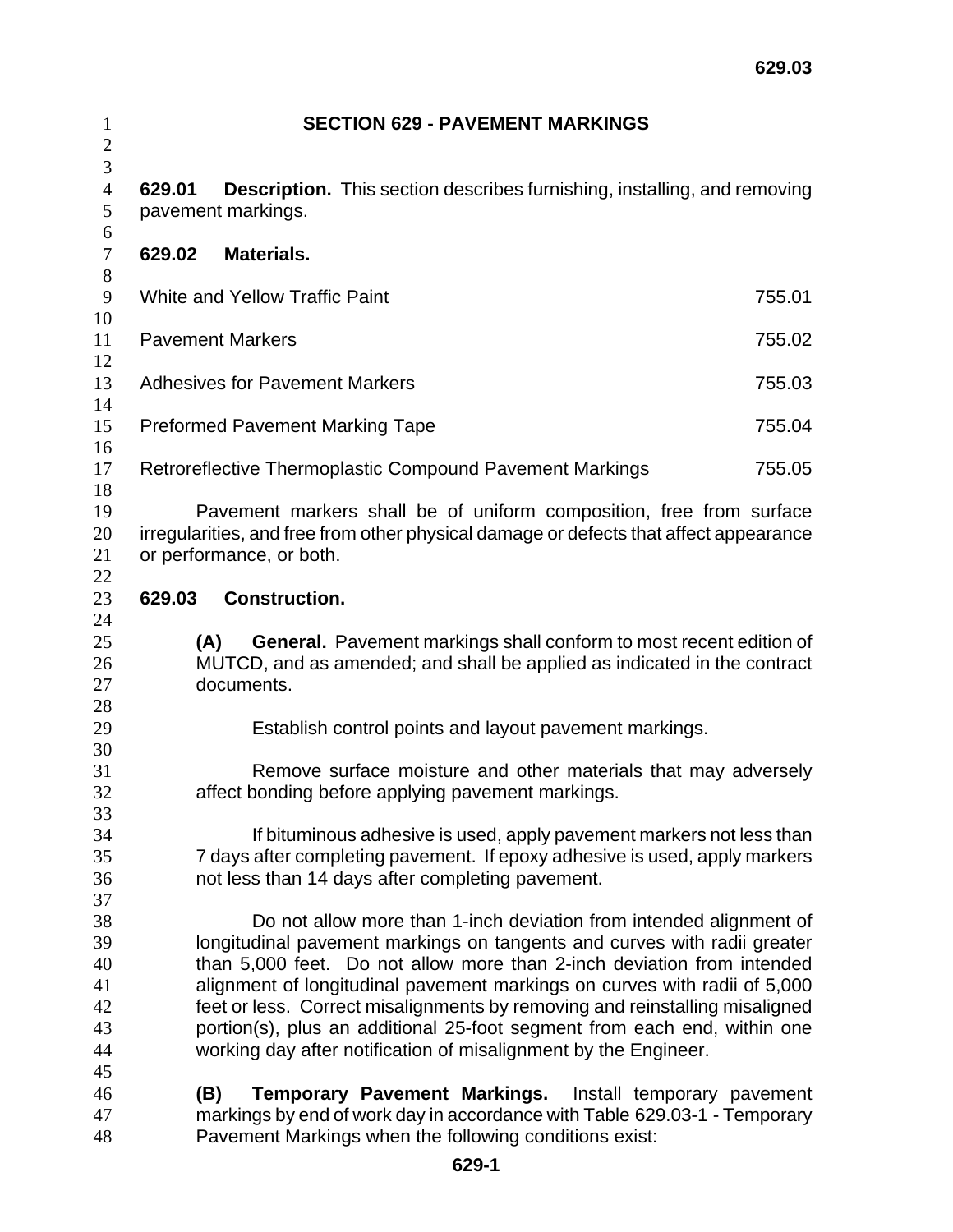# SECTION 629 - PAVEMENT MARKINGS

**629.01 Description.** This section describes furnishing, installing, and removing pavement markings.

**629.02 Materials.**

| | |
|---|---|
| White and Yellow Traffic Paint | 755.01 |
| Pavement Markers | 755.02 |
| Adhesives for Pavement Markers | 755.03 |
| Preformed Pavement Marking Tape | 755.04 |
| Retroreflective Thermoplastic Compound Pavement Markings | 755.05 |

Pavement markers shall be of uniform composition, free from surface irregularities, and free from other physical damage or defects that affect appearance or performance, or both.

**629.03 Construction.**

**(A) General.** Pavement markings shall conform to most recent edition of MUTCD, and as amended; and shall be applied as indicated in the contract documents.

Establish control points and layout pavement markings.

Remove surface moisture and other materials that may adversely affect bonding before applying pavement markings.

If bituminous adhesive is used, apply pavement markers not less than 7 days after completing pavement. If epoxy adhesive is used, apply markers not less than 14 days after completing pavement.

Do not allow more than 1-inch deviation from intended alignment of longitudinal pavement markings on tangents and curves with radii greater than 5,000 feet. Do not allow more than 2-inch deviation from intended alignment of longitudinal pavement markings on curves with radii of 5,000 feet or less. Correct misalignments by removing and reinstalling misaligned portion(s), plus an additional 25-foot segment from each end, within one working day after notification of misalignment by the Engineer.

**(B) Temporary Pavement Markings.** Install temporary pavement markings by end of work day in accordance with Table 629.03-1 - Temporary Pavement Markings when the following conditions exist: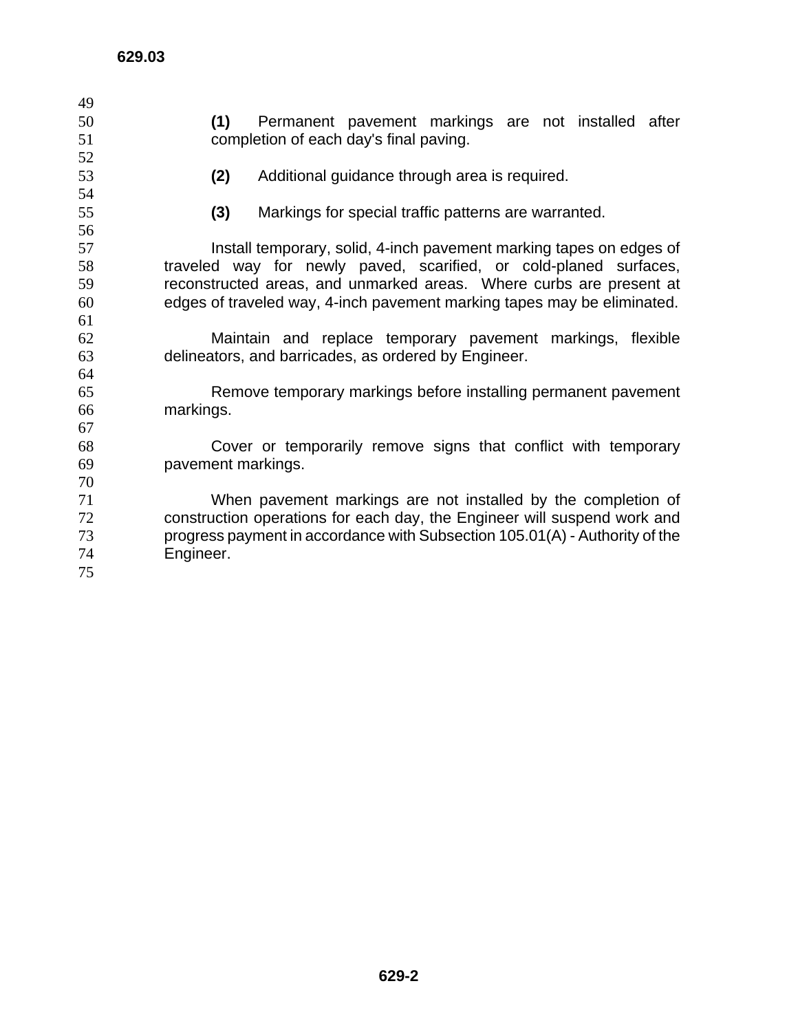**(1)** Permanent pavement markings are not installed after completion of each day's final paving.

**(2)** Additional guidance through area is required.

**(3)** Markings for special traffic patterns are warranted.

Install temporary, solid, 4-inch pavement marking tapes on edges of traveled way for newly paved, scarified, or cold-planed surfaces, reconstructed areas, and unmarked areas. Where curbs are present at edges of traveled way, 4-inch pavement marking tapes may be eliminated.

Maintain and replace temporary pavement markings, flexible delineators, and barricades, as ordered by Engineer.

Remove temporary markings before installing permanent pavement markings.

Cover or temporarily remove signs that conflict with temporary pavement markings.

When pavement markings are not installed by the completion of construction operations for each day, the Engineer will suspend work and progress payment in accordance with Subsection 105.01(A) - Authority of the Engineer.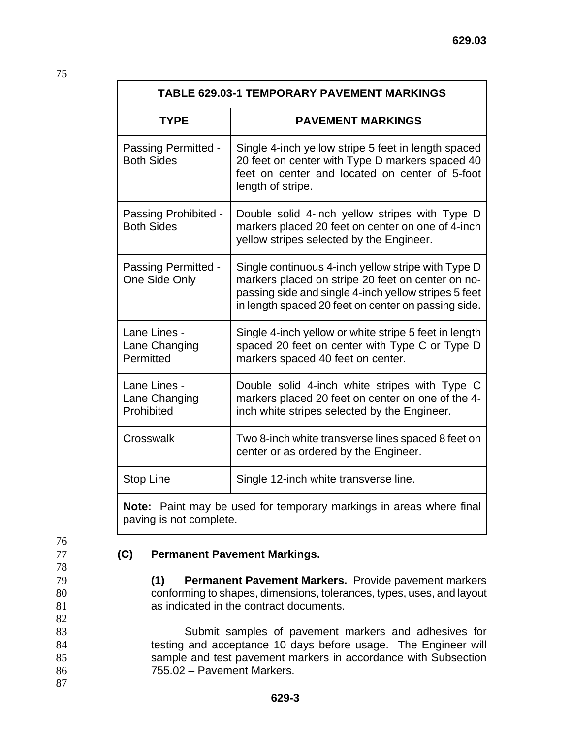| TABLE 629.03-1 TEMPORARY PAVEMENT MARKINGS | |
|---|---|
| **TYPE** | **PAVEMENT MARKINGS** |
| Passing Permitted - Both Sides | Single 4-inch yellow stripe 5 feet in length spaced 20 feet on center with Type D markers spaced 40 feet on center and located on center of 5-foot length of stripe. |
| Passing Prohibited - Both Sides | Double solid 4-inch yellow stripes with Type D markers placed 20 feet on center on one of 4-inch yellow stripes selected by the Engineer. |
| Passing Permitted - One Side Only | Single continuous 4-inch yellow stripe with Type D markers placed on stripe 20 feet on center on no-passing side and single 4-inch yellow stripes 5 feet in length spaced 20 feet on center on passing side. |
| Lane Lines - Lane Changing Permitted | Single 4-inch yellow or white stripe 5 feet in length spaced 20 feet on center with Type C or Type D markers spaced 40 feet on center. |
| Lane Lines - Lane Changing Prohibited | Double solid 4-inch white stripes with Type C markers placed 20 feet on center on one of the 4-inch white stripes selected by the Engineer. |
| Crosswalk | Two 8-inch white transverse lines spaced 8 feet on center or as ordered by the Engineer. |
| Stop Line | Single 12-inch white transverse line. |
| **Note:** Paint may be used for temporary markings in areas where final paving is not complete. | |

**(C) Permanent Pavement Markings.**

**(1) Permanent Pavement Markers.** Provide pavement markers conforming to shapes, dimensions, tolerances, types, uses, and layout as indicated in the contract documents.

Submit samples of pavement markers and adhesives for testing and acceptance 10 days before usage. The Engineer will sample and test pavement markers in accordance with Subsection 755.02 – Pavement Markers.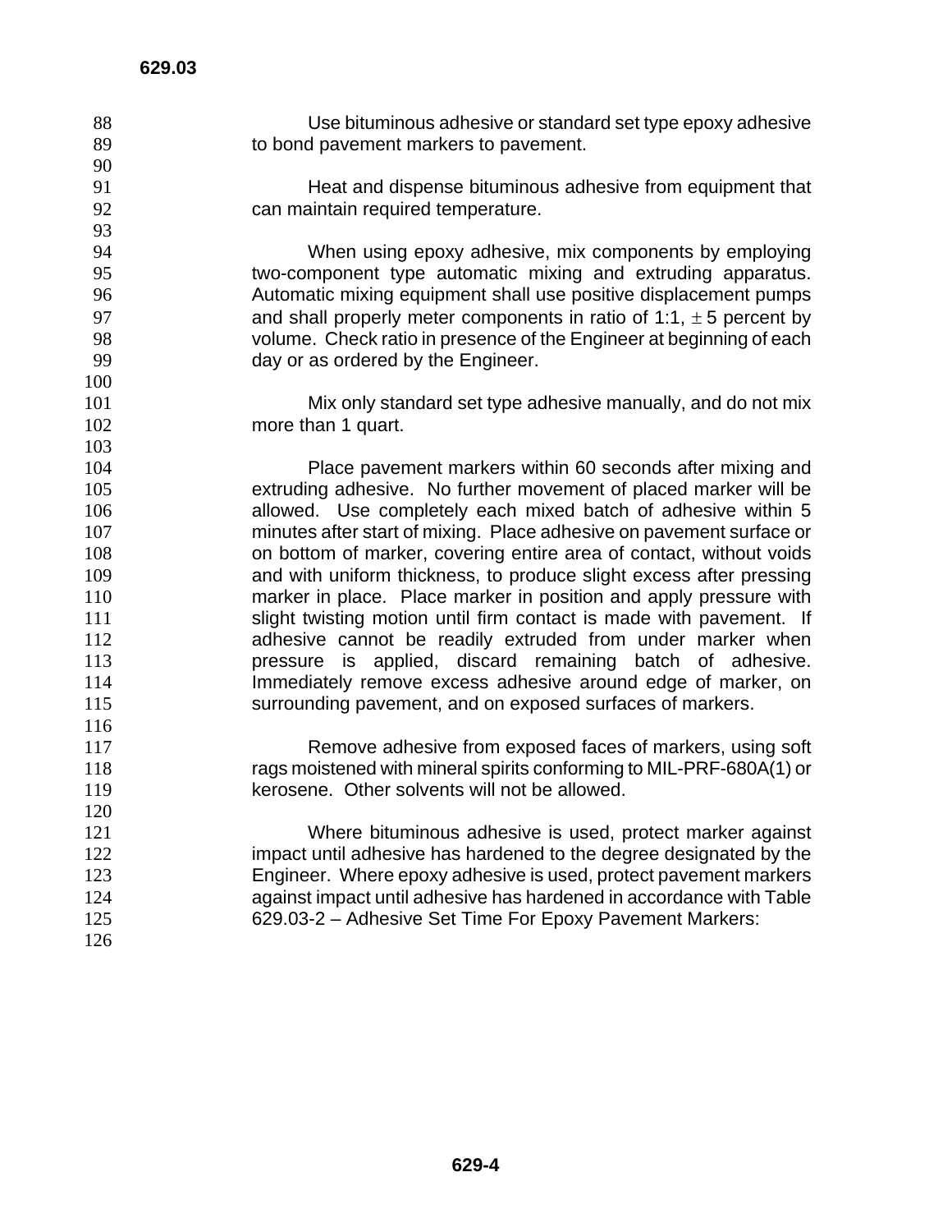Use bituminous adhesive or standard set type epoxy adhesive to bond pavement markers to pavement.

Heat and dispense bituminous adhesive from equipment that can maintain required temperature.

When using epoxy adhesive, mix components by employing two-component type automatic mixing and extruding apparatus. Automatic mixing equipment shall use positive displacement pumps and shall properly meter components in ratio of 1:1, ± 5 percent by volume. Check ratio in presence of the Engineer at beginning of each day or as ordered by the Engineer.

Mix only standard set type adhesive manually, and do not mix more than 1 quart.

Place pavement markers within 60 seconds after mixing and extruding adhesive. No further movement of placed marker will be allowed. Use completely each mixed batch of adhesive within 5 minutes after start of mixing. Place adhesive on pavement surface or on bottom of marker, covering entire area of contact, without voids and with uniform thickness, to produce slight excess after pressing marker in place. Place marker in position and apply pressure with slight twisting motion until firm contact is made with pavement. If adhesive cannot be readily extruded from under marker when pressure is applied, discard remaining batch of adhesive. Immediately remove excess adhesive around edge of marker, on surrounding pavement, and on exposed surfaces of markers.

Remove adhesive from exposed faces of markers, using soft rags moistened with mineral spirits conforming to MIL-PRF-680A(1) or kerosene. Other solvents will not be allowed.

Where bituminous adhesive is used, protect marker against impact until adhesive has hardened to the degree designated by the Engineer. Where epoxy adhesive is used, protect pavement markers against impact until adhesive has hardened in accordance with Table 629.03-2 – Adhesive Set Time For Epoxy Pavement Markers: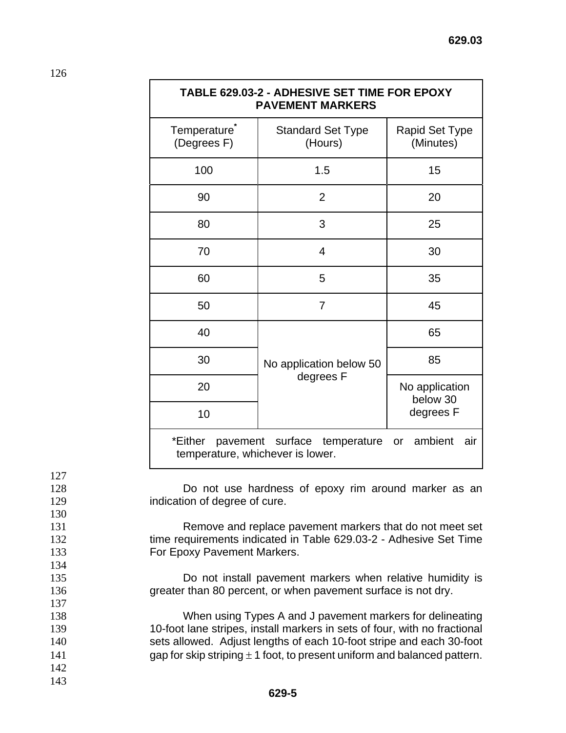**TABLE 629.03-2 - ADHESIVE SET TIME FOR EPOXY PAVEMENT MARKERS**

| Temperature* (Degrees F) | Standard Set Type (Hours) | Rapid Set Type (Minutes) |
|---|---|---|
| 100 | 1.5 | 15 |
| 90 | 2 | 20 |
| 80 | 3 | 25 |
| 70 | 4 | 30 |
| 60 | 5 | 35 |
| 50 | 7 | 45 |
| 40 | No application below 50 degrees F | 65 |
| 30 | | 85 |
| 20 | | No application below 30 degrees F |
| 10 | | |

*Either pavement surface temperature or ambient air temperature, whichever is lower.

Do not use hardness of epoxy rim around marker as an indication of degree of cure.

Remove and replace pavement markers that do not meet set time requirements indicated in Table 629.03-2 - Adhesive Set Time For Epoxy Pavement Markers.

Do not install pavement markers when relative humidity is greater than 80 percent, or when pavement surface is not dry.

When using Types A and J pavement markers for delineating 10-foot lane stripes, install markers in sets of four, with no fractional sets allowed. Adjust lengths of each 10-foot stripe and each 30-foot gap for skip striping ± 1 foot, to present uniform and balanced pattern.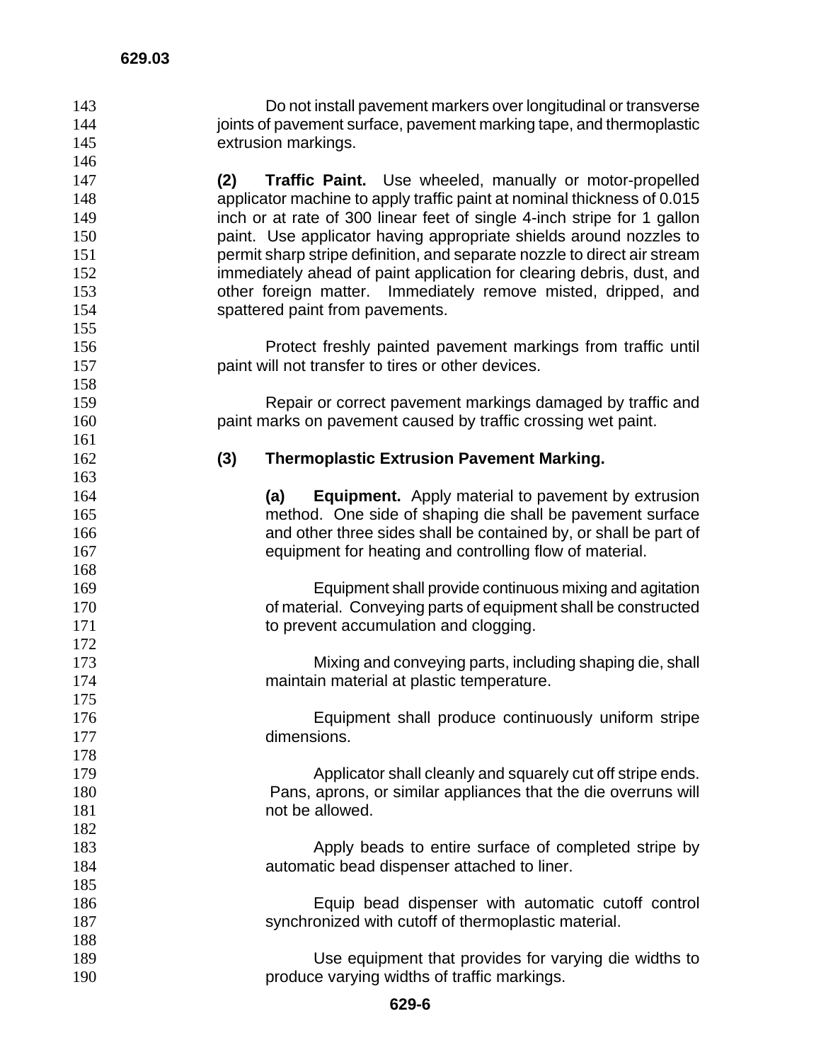Do not install pavement markers over longitudinal or transverse joints of pavement surface, pavement marking tape, and thermoplastic extrusion markings.

**(2) Traffic Paint.** Use wheeled, manually or motor-propelled applicator machine to apply traffic paint at nominal thickness of 0.015 inch or at rate of 300 linear feet of single 4-inch stripe for 1 gallon paint. Use applicator having appropriate shields around nozzles to permit sharp stripe definition, and separate nozzle to direct air stream immediately ahead of paint application for clearing debris, dust, and other foreign matter. Immediately remove misted, dripped, and spattered paint from pavements.

Protect freshly painted pavement markings from traffic until paint will not transfer to tires or other devices.

Repair or correct pavement markings damaged by traffic and paint marks on pavement caused by traffic crossing wet paint.

**(3) Thermoplastic Extrusion Pavement Marking.**

**(a) Equipment.** Apply material to pavement by extrusion method. One side of shaping die shall be pavement surface and other three sides shall be contained by, or shall be part of equipment for heating and controlling flow of material.

Equipment shall provide continuous mixing and agitation of material. Conveying parts of equipment shall be constructed to prevent accumulation and clogging.

Mixing and conveying parts, including shaping die, shall maintain material at plastic temperature.

Equipment shall produce continuously uniform stripe dimensions.

Applicator shall cleanly and squarely cut off stripe ends. Pans, aprons, or similar appliances that the die overruns will not be allowed.

Apply beads to entire surface of completed stripe by automatic bead dispenser attached to liner.

Equip bead dispenser with automatic cutoff control synchronized with cutoff of thermoplastic material.

Use equipment that provides for varying die widths to produce varying widths of traffic markings.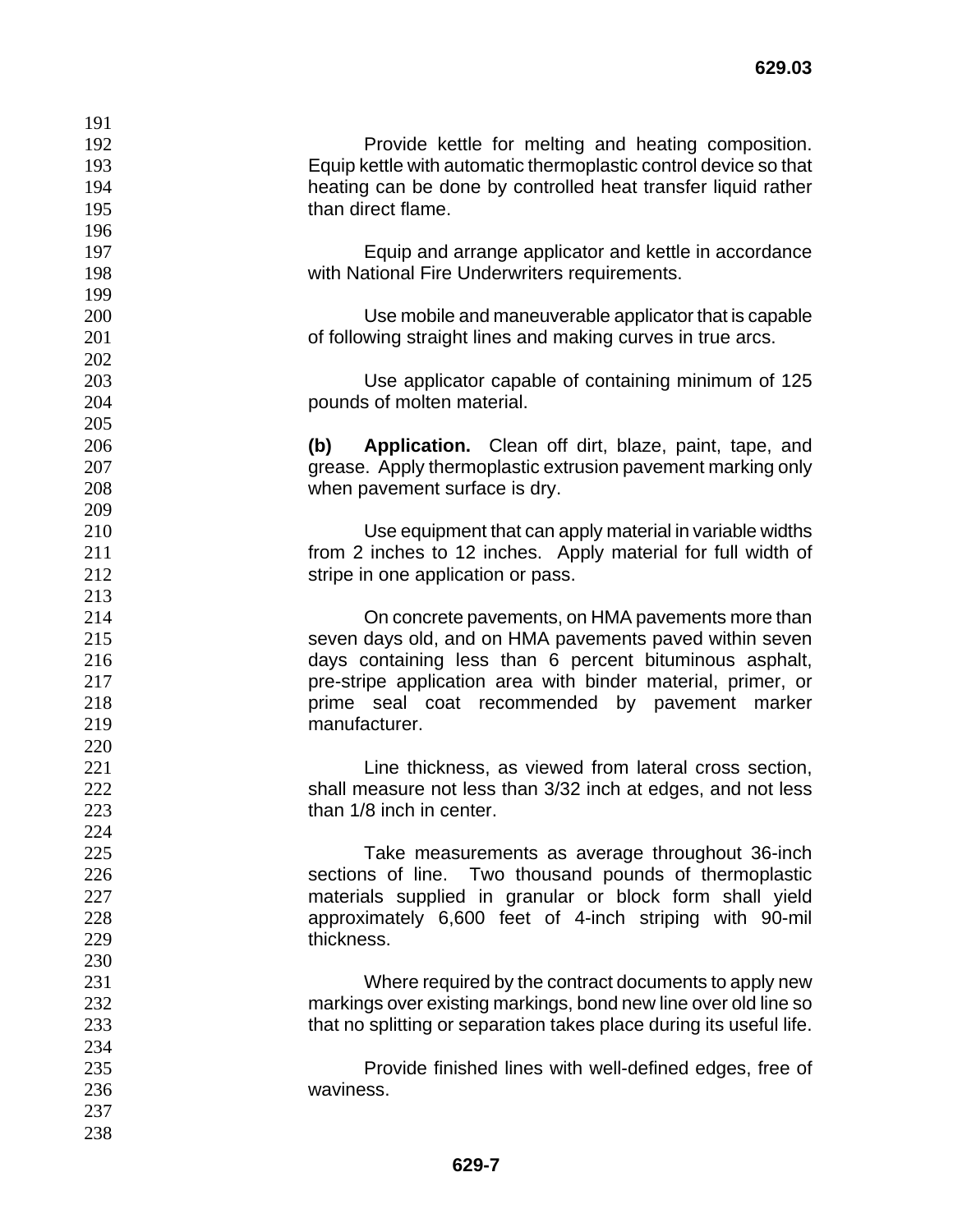Provide kettle for melting and heating composition. Equip kettle with automatic thermoplastic control device so that heating can be done by controlled heat transfer liquid rather than direct flame.

Equip and arrange applicator and kettle in accordance with National Fire Underwriters requirements.

Use mobile and maneuverable applicator that is capable of following straight lines and making curves in true arcs.

Use applicator capable of containing minimum of 125 pounds of molten material.

**(b) Application.** Clean off dirt, blaze, paint, tape, and grease. Apply thermoplastic extrusion pavement marking only when pavement surface is dry.

Use equipment that can apply material in variable widths from 2 inches to 12 inches. Apply material for full width of stripe in one application or pass.

On concrete pavements, on HMA pavements more than seven days old, and on HMA pavements paved within seven days containing less than 6 percent bituminous asphalt, pre-stripe application area with binder material, primer, or prime seal coat recommended by pavement marker manufacturer.

Line thickness, as viewed from lateral cross section, shall measure not less than 3/32 inch at edges, and not less than 1/8 inch in center.

Take measurements as average throughout 36-inch sections of line. Two thousand pounds of thermoplastic materials supplied in granular or block form shall yield approximately 6,600 feet of 4-inch striping with 90-mil thickness.

Where required by the contract documents to apply new markings over existing markings, bond new line over old line so that no splitting or separation takes place during its useful life.

Provide finished lines with well-defined edges, free of waviness.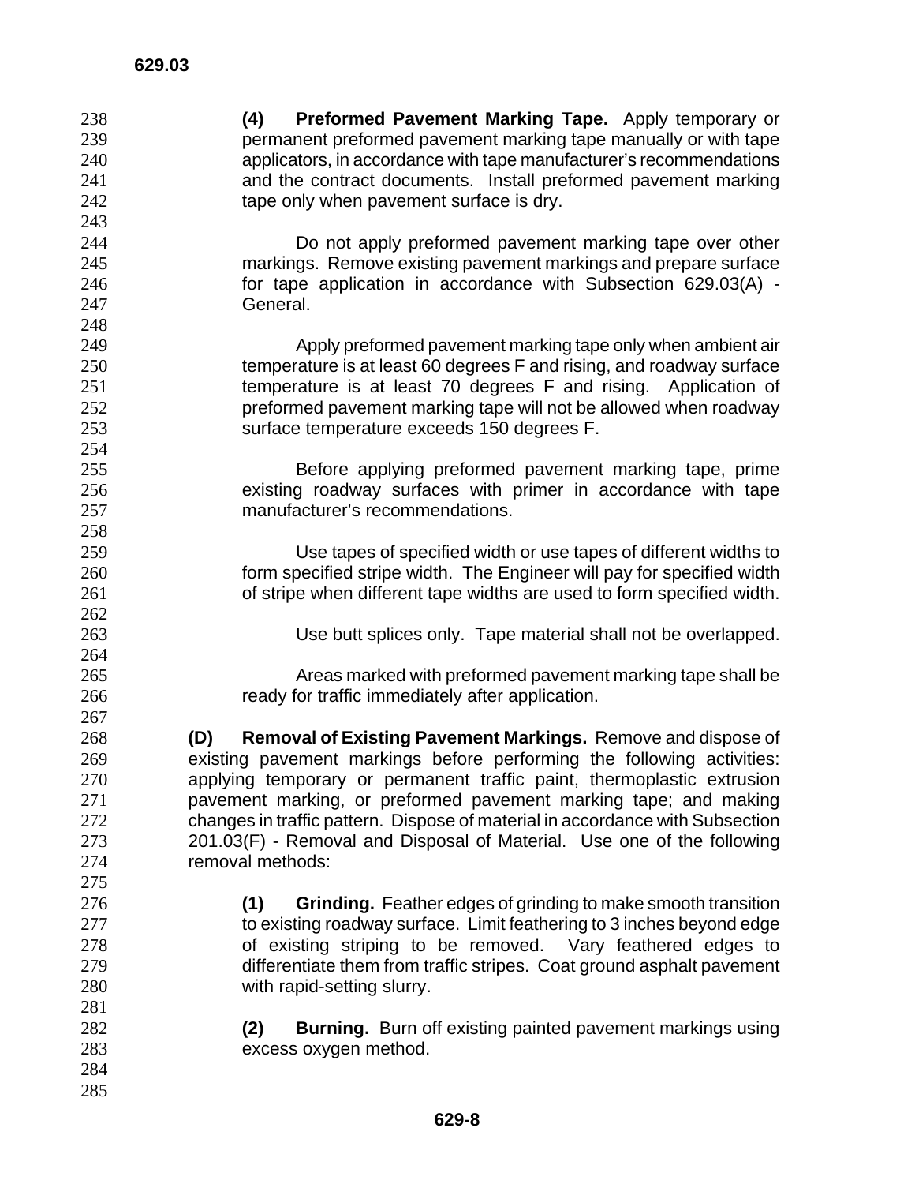**(4) Preformed Pavement Marking Tape.** Apply temporary or permanent preformed pavement marking tape manually or with tape applicators, in accordance with tape manufacturer's recommendations and the contract documents. Install preformed pavement marking tape only when pavement surface is dry.

Do not apply preformed pavement marking tape over other markings. Remove existing pavement markings and prepare surface for tape application in accordance with Subsection 629.03(A) - General.

Apply preformed pavement marking tape only when ambient air temperature is at least 60 degrees F and rising, and roadway surface temperature is at least 70 degrees F and rising. Application of preformed pavement marking tape will not be allowed when roadway surface temperature exceeds 150 degrees F.

Before applying preformed pavement marking tape, prime existing roadway surfaces with primer in accordance with tape manufacturer's recommendations.

Use tapes of specified width or use tapes of different widths to form specified stripe width. The Engineer will pay for specified width of stripe when different tape widths are used to form specified width.

Use butt splices only. Tape material shall not be overlapped.

Areas marked with preformed pavement marking tape shall be ready for traffic immediately after application.

**(D) Removal of Existing Pavement Markings.** Remove and dispose of existing pavement markings before performing the following activities: applying temporary or permanent traffic paint, thermoplastic extrusion pavement marking, or preformed pavement marking tape; and making changes in traffic pattern. Dispose of material in accordance with Subsection 201.03(F) - Removal and Disposal of Material. Use one of the following removal methods:

**(1) Grinding.** Feather edges of grinding to make smooth transition to existing roadway surface. Limit feathering to 3 inches beyond edge of existing striping to be removed. Vary feathered edges to differentiate them from traffic stripes. Coat ground asphalt pavement with rapid-setting slurry.

**(2) Burning.** Burn off existing painted pavement markings using excess oxygen method.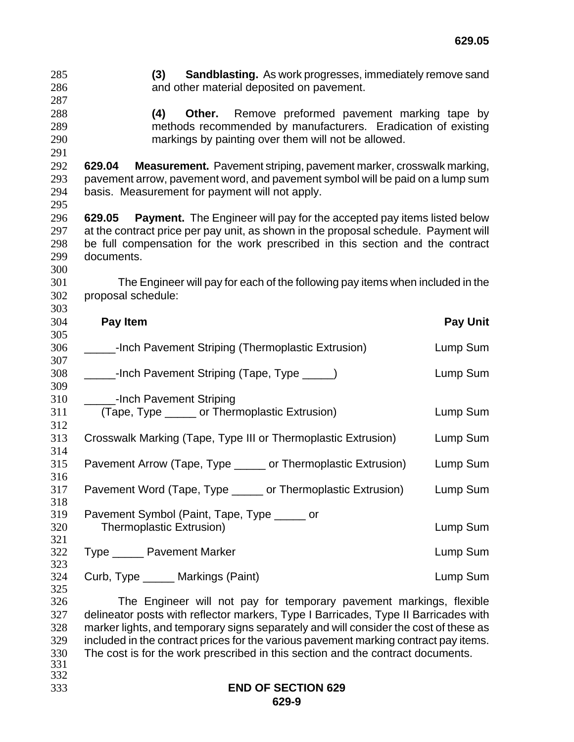**(3) Sandblasting.** As work progresses, immediately remove sand and other material deposited on pavement.

**(4) Other.** Remove preformed pavement marking tape by methods recommended by manufacturers. Eradication of existing markings by painting over them will not be allowed.

**629.04 Measurement.** Pavement striping, pavement marker, crosswalk marking, pavement arrow, pavement word, and pavement symbol will be paid on a lump sum basis. Measurement for payment will not apply.

**629.05 Payment.** The Engineer will pay for the accepted pay items listed below at the contract price per pay unit, as shown in the proposal schedule. Payment will be full compensation for the work prescribed in this section and the contract documents.

The Engineer will pay for each of the following pay items when included in the proposal schedule:

| Pay Item | Pay Unit |
|---|---|
| _____-Inch Pavement Striping (Thermoplastic Extrusion) | Lump Sum |
| _____-Inch Pavement Striping (Tape, Type _____) | Lump Sum |
| _____-Inch Pavement Striping (Tape, Type _____ or Thermoplastic Extrusion) | Lump Sum |
| Crosswalk Marking (Tape, Type III or Thermoplastic Extrusion) | Lump Sum |
| Pavement Arrow (Tape, Type _____ or Thermoplastic Extrusion) | Lump Sum |
| Pavement Word (Tape, Type _____ or Thermoplastic Extrusion) | Lump Sum |
| Pavement Symbol (Paint, Tape, Type _____ or Thermoplastic Extrusion) | Lump Sum |
| Type _____ Pavement Marker | Lump Sum |
| Curb, Type _____ Markings (Paint) | Lump Sum |

The Engineer will not pay for temporary pavement markings, flexible delineator posts with reflector markers, Type I Barricades, Type II Barricades with marker lights, and temporary signs separately and will consider the cost of these as included in the contract prices for the various pavement marking contract pay items. The cost is for the work prescribed in this section and the contract documents.

**END OF SECTION 629**